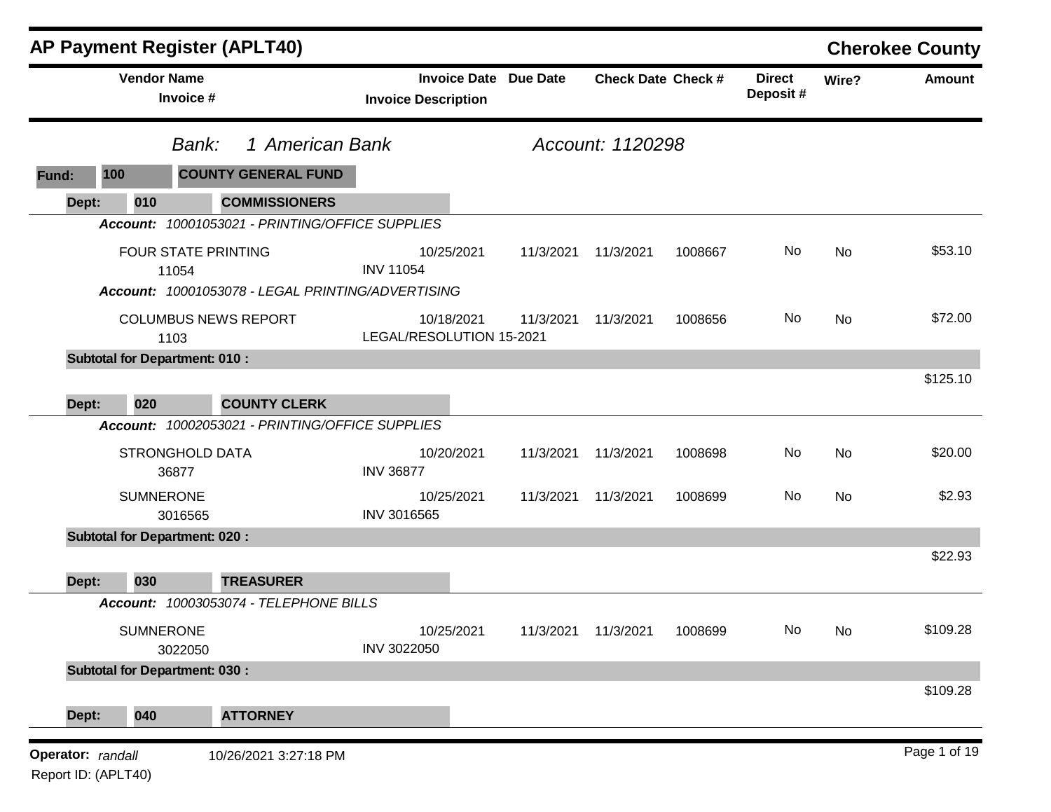# AP Payment Register (APLT40)

**Cherokee County**

| Vendor Name / Invoice # | Invoice Date / Invoice Description | Due Date | Check Date | Check # | Direct Deposit # | Wire? | Amount |
|---|---|---|---|---|---|---|---|

*Bank: 1 American Bank* — *Account: 1120298*

**Fund: 100 COUNTY GENERAL FUND**

**Dept: 010 COMMISSIONERS**

*Account: 10001053021 - PRINTING/OFFICE SUPPLIES*

| Vendor Name / Invoice # | Invoice Date / Invoice Description | Due Date | Check Date | Check # | Direct Deposit # | Wire? | Amount |
|---|---|---|---|---|---|---|---|
| FOUR STATE PRINTING<br>11054 | 10/25/2021<br>INV 11054 | 11/3/2021 | 11/3/2021 | 1008667 | No | No | $53.10 |

*Account: 10001053078 - LEGAL PRINTING/ADVERTISING*

| Vendor Name / Invoice # | Invoice Date / Invoice Description | Due Date | Check Date | Check # | Direct Deposit # | Wire? | Amount |
|---|---|---|---|---|---|---|---|
| COLUMBUS NEWS REPORT<br>1103 | 10/18/2021<br>LEGAL/RESOLUTION 15-2021 | 11/3/2021 | 11/3/2021 | 1008656 | No | No | $72.00 |

**Subtotal for Department: 010 :** $125.10

**Dept: 020 COUNTY CLERK**

*Account: 10002053021 - PRINTING/OFFICE SUPPLIES*

| Vendor Name / Invoice # | Invoice Date / Invoice Description | Due Date | Check Date | Check # | Direct Deposit # | Wire? | Amount |
|---|---|---|---|---|---|---|---|
| STRONGHOLD DATA<br>36877 | 10/20/2021<br>INV 36877 | 11/3/2021 | 11/3/2021 | 1008698 | No | No | $20.00 |
| SUMNERONE<br>3016565 | 10/25/2021<br>INV 3016565 | 11/3/2021 | 11/3/2021 | 1008699 | No | No | $2.93 |

**Subtotal for Department: 020 :** $22.93

**Dept: 030 TREASURER**

*Account: 10003053074 - TELEPHONE BILLS*

| Vendor Name / Invoice # | Invoice Date / Invoice Description | Due Date | Check Date | Check # | Direct Deposit # | Wire? | Amount |
|---|---|---|---|---|---|---|---|
| SUMNERONE<br>3022050 | 10/25/2021<br>INV 3022050 | 11/3/2021 | 11/3/2021 | 1008699 | No | No | $109.28 |

**Subtotal for Department: 030 :** $109.28

**Dept: 040 ATTORNEY**

**Operator:** *randall* 10/26/2021 3:27:18 PM

Report ID: (APLT40)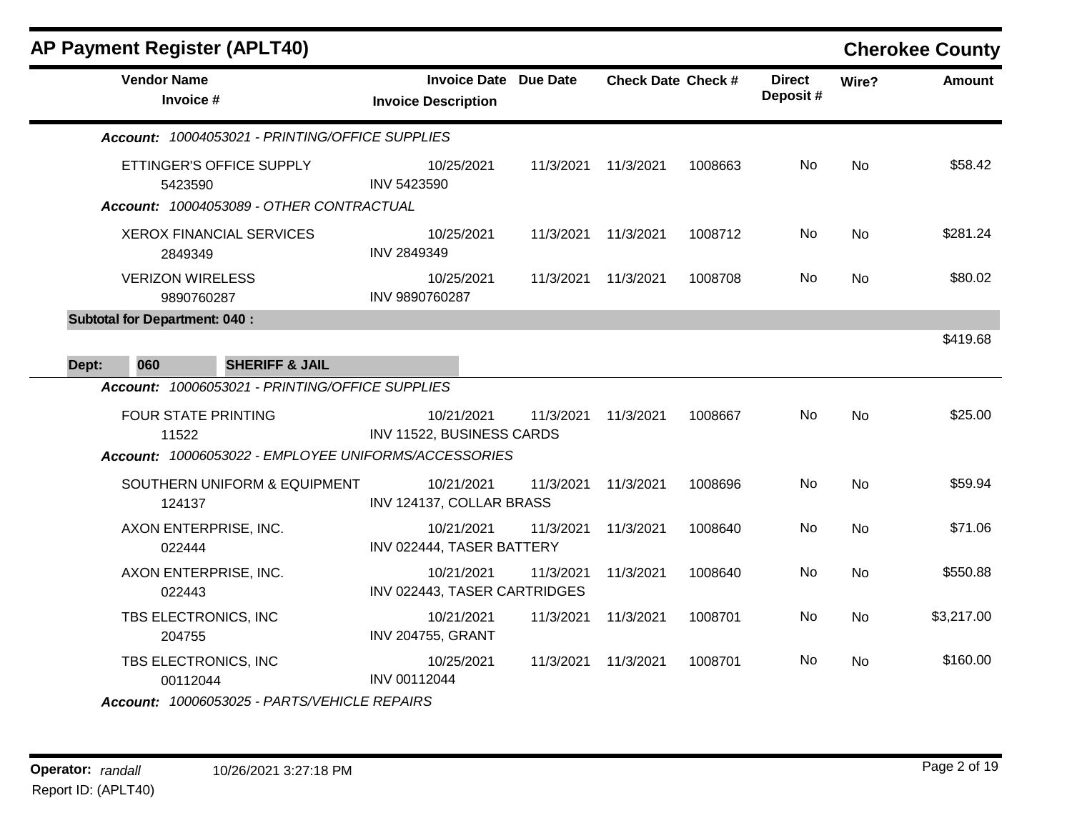## AP Payment Register (APLT40) — Cherokee County

| Vendor Name / Invoice # | Invoice Date / Invoice Description | Due Date | Check Date | Check # | Direct Deposit # | Wire? | Amount |
|---|---|---|---|---|---|---|---|
| ***Account:*** *10004053021 - PRINTING/OFFICE SUPPLIES* | | | | | | | |
| ETTINGER'S OFFICE SUPPLY<br>5423590 | 10/25/2021<br>INV 5423590 | 11/3/2021 | 11/3/2021 | 1008663 | No | No | $58.42 |
| ***Account:*** *10004053089 - OTHER CONTRACTUAL* | | | | | | | |
| XEROX FINANCIAL SERVICES<br>2849349 | 10/25/2021<br>INV 2849349 | 11/3/2021 | 11/3/2021 | 1008712 | No | No | $281.24 |
| VERIZON WIRELESS<br>9890760287 | 10/25/2021<br>INV 9890760287 | 11/3/2021 | 11/3/2021 | 1008708 | No | No | $80.02 |
| **Subtotal for Department: 040 :** | | | | | | | $419.68 |
| **Dept: 060 SHERIFF & JAIL** | | | | | | | |
| ***Account:*** *10006053021 - PRINTING/OFFICE SUPPLIES* | | | | | | | |
| FOUR STATE PRINTING<br>11522 | 10/21/2021<br>INV 11522, BUSINESS CARDS | 11/3/2021 | 11/3/2021 | 1008667 | No | No | $25.00 |
| ***Account:*** *10006053022 - EMPLOYEE UNIFORMS/ACCESSORIES* | | | | | | | |
| SOUTHERN UNIFORM & EQUIPMENT<br>124137 | 10/21/2021<br>INV 124137, COLLAR BRASS | 11/3/2021 | 11/3/2021 | 1008696 | No | No | $59.94 |
| AXON ENTERPRISE, INC.<br>022444 | 10/21/2021<br>INV 022444, TASER BATTERY | 11/3/2021 | 11/3/2021 | 1008640 | No | No | $71.06 |
| AXON ENTERPRISE, INC.<br>022443 | 10/21/2021<br>INV 022443, TASER CARTRIDGES | 11/3/2021 | 11/3/2021 | 1008640 | No | No | $550.88 |
| TBS ELECTRONICS, INC<br>204755 | 10/21/2021<br>INV 204755, GRANT | 11/3/2021 | 11/3/2021 | 1008701 | No | No | $3,217.00 |
| TBS ELECTRONICS, INC<br>00112044 | 10/25/2021<br>INV 00112044 | 11/3/2021 | 11/3/2021 | 1008701 | No | No | $160.00 |
| ***Account:*** *10006053025 - PARTS/VEHICLE REPAIRS* | | | | | | | |

**Operator:** *randall* 10/26/2021 3:27:18 PM
Report ID: (APLT40)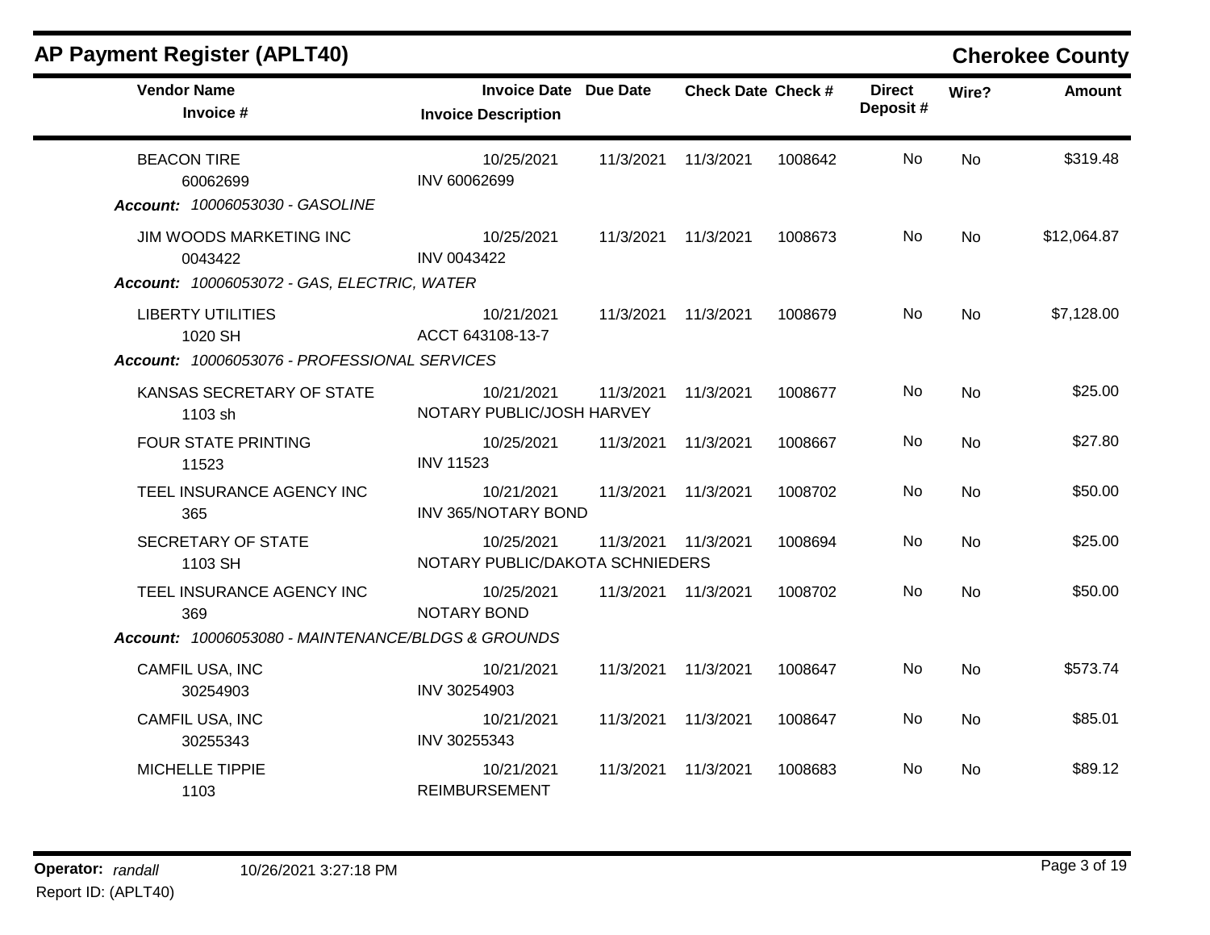## AP Payment Register (APLT40)

**Cherokee County**

| Vendor Name / Invoice # | Invoice Date / Invoice Description | Due Date | Check Date | Check # | Direct Deposit # | Wire? | Amount |
|---|---|---|---|---|---|---|---|
| BEACON TIRE<br>60062699 | 10/25/2021<br>INV 60062699 | 11/3/2021 | 11/3/2021 | 1008642 | No | No | $319.48 |
| ***Account:** 10006053030 - GASOLINE* | | | | | | | |
| JIM WOODS MARKETING INC<br>0043422 | 10/25/2021<br>INV 0043422 | 11/3/2021 | 11/3/2021 | 1008673 | No | No | $12,064.87 |
| ***Account:** 10006053072 - GAS, ELECTRIC, WATER* | | | | | | | |
| LIBERTY UTILITIES<br>1020 SH | 10/21/2021<br>ACCT 643108-13-7 | 11/3/2021 | 11/3/2021 | 1008679 | No | No | $7,128.00 |
| ***Account:** 10006053076 - PROFESSIONAL SERVICES* | | | | | | | |
| KANSAS SECRETARY OF STATE<br>1103 sh | 10/21/2021<br>NOTARY PUBLIC/JOSH HARVEY | 11/3/2021 | 11/3/2021 | 1008677 | No | No | $25.00 |
| FOUR STATE PRINTING<br>11523 | 10/25/2021<br>INV 11523 | 11/3/2021 | 11/3/2021 | 1008667 | No | No | $27.80 |
| TEEL INSURANCE AGENCY INC<br>365 | 10/21/2021<br>INV 365/NOTARY BOND | 11/3/2021 | 11/3/2021 | 1008702 | No | No | $50.00 |
| SECRETARY OF STATE<br>1103 SH | 10/25/2021<br>NOTARY PUBLIC/DAKOTA SCHNIEDERS | 11/3/2021 | 11/3/2021 | 1008694 | No | No | $25.00 |
| TEEL INSURANCE AGENCY INC<br>369 | 10/25/2021<br>NOTARY BOND | 11/3/2021 | 11/3/2021 | 1008702 | No | No | $50.00 |
| ***Account:** 10006053080 - MAINTENANCE/BLDGS & GROUNDS* | | | | | | | |
| CAMFIL USA, INC<br>30254903 | 10/21/2021<br>INV 30254903 | 11/3/2021 | 11/3/2021 | 1008647 | No | No | $573.74 |
| CAMFIL USA, INC<br>30255343 | 10/21/2021<br>INV 30255343 | 11/3/2021 | 11/3/2021 | 1008647 | No | No | $85.01 |
| MICHELLE TIPPIE<br>1103 | 10/21/2021<br>REIMBURSEMENT | 11/3/2021 | 11/3/2021 | 1008683 | No | No | $89.12 |

**Operator:** *randall* 10/26/2021 3:27:18 PM
Report ID: (APLT40)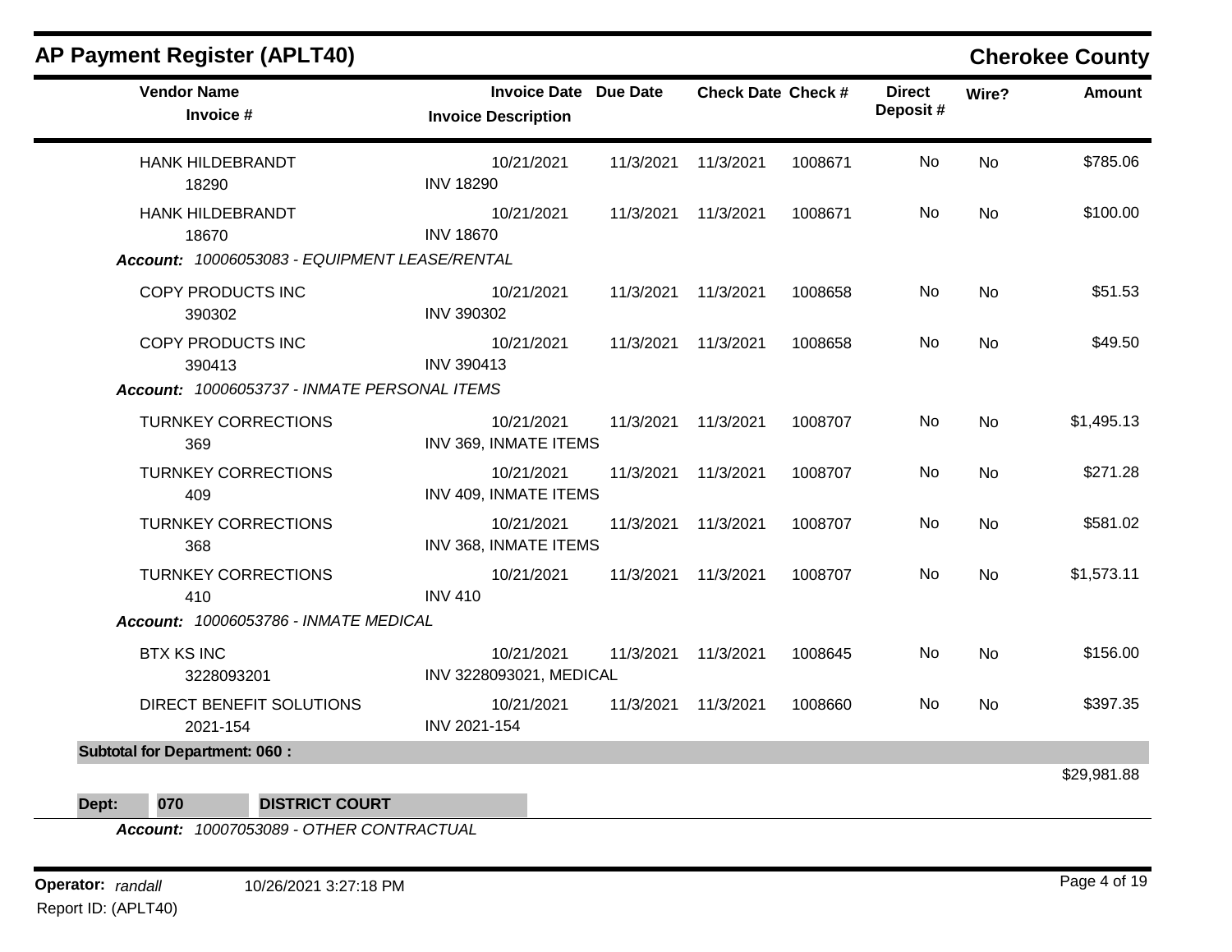## AP Payment Register (APLT40)

**Cherokee County**

| Vendor Name / Invoice # | Invoice Date / Invoice Description | Due Date | Check Date | Check # | Direct Deposit # | Wire? | Amount |
|---|---|---|---|---|---|---|---|
| HANK HILDEBRANDT<br>18290 | 10/21/2021<br>INV 18290 | 11/3/2021 | 11/3/2021 | 1008671 | No | No | $785.06 |
| HANK HILDEBRANDT<br>18670 | 10/21/2021<br>INV 18670 | 11/3/2021 | 11/3/2021 | 1008671 | No | No | $100.00 |
| ***Account:** 10006053083 - EQUIPMENT LEASE/RENTAL* | | | | | | | |
| COPY PRODUCTS INC<br>390302 | 10/21/2021<br>INV 390302 | 11/3/2021 | 11/3/2021 | 1008658 | No | No | $51.53 |
| COPY PRODUCTS INC<br>390413 | 10/21/2021<br>INV 390413 | 11/3/2021 | 11/3/2021 | 1008658 | No | No | $49.50 |
| ***Account:** 10006053737 - INMATE PERSONAL ITEMS* | | | | | | | |
| TURNKEY CORRECTIONS<br>369 | 10/21/2021<br>INV 369, INMATE ITEMS | 11/3/2021 | 11/3/2021 | 1008707 | No | No | $1,495.13 |
| TURNKEY CORRECTIONS<br>409 | 10/21/2021<br>INV 409, INMATE ITEMS | 11/3/2021 | 11/3/2021 | 1008707 | No | No | $271.28 |
| TURNKEY CORRECTIONS<br>368 | 10/21/2021<br>INV 368, INMATE ITEMS | 11/3/2021 | 11/3/2021 | 1008707 | No | No | $581.02 |
| TURNKEY CORRECTIONS<br>410 | 10/21/2021<br>INV 410 | 11/3/2021 | 11/3/2021 | 1008707 | No | No | $1,573.11 |
| ***Account:** 10006053786 - INMATE MEDICAL* | | | | | | | |
| BTX KS INC<br>3228093201 | 10/21/2021<br>INV 3228093021, MEDICAL | 11/3/2021 | 11/3/2021 | 1008645 | No | No | $156.00 |
| DIRECT BENEFIT SOLUTIONS<br>2021-154 | 10/21/2021<br>INV 2021-154 | 11/3/2021 | 11/3/2021 | 1008660 | No | No | $397.35 |
| **Subtotal for Department: 060 :** | | | | | | | $29,981.88 |

**Dept: 070 DISTRICT COURT**

***Account:** 10007053089 - OTHER CONTRACTUAL*

**Operator:** *randall* 10/26/2021 3:27:18 PM

Report ID: (APLT40)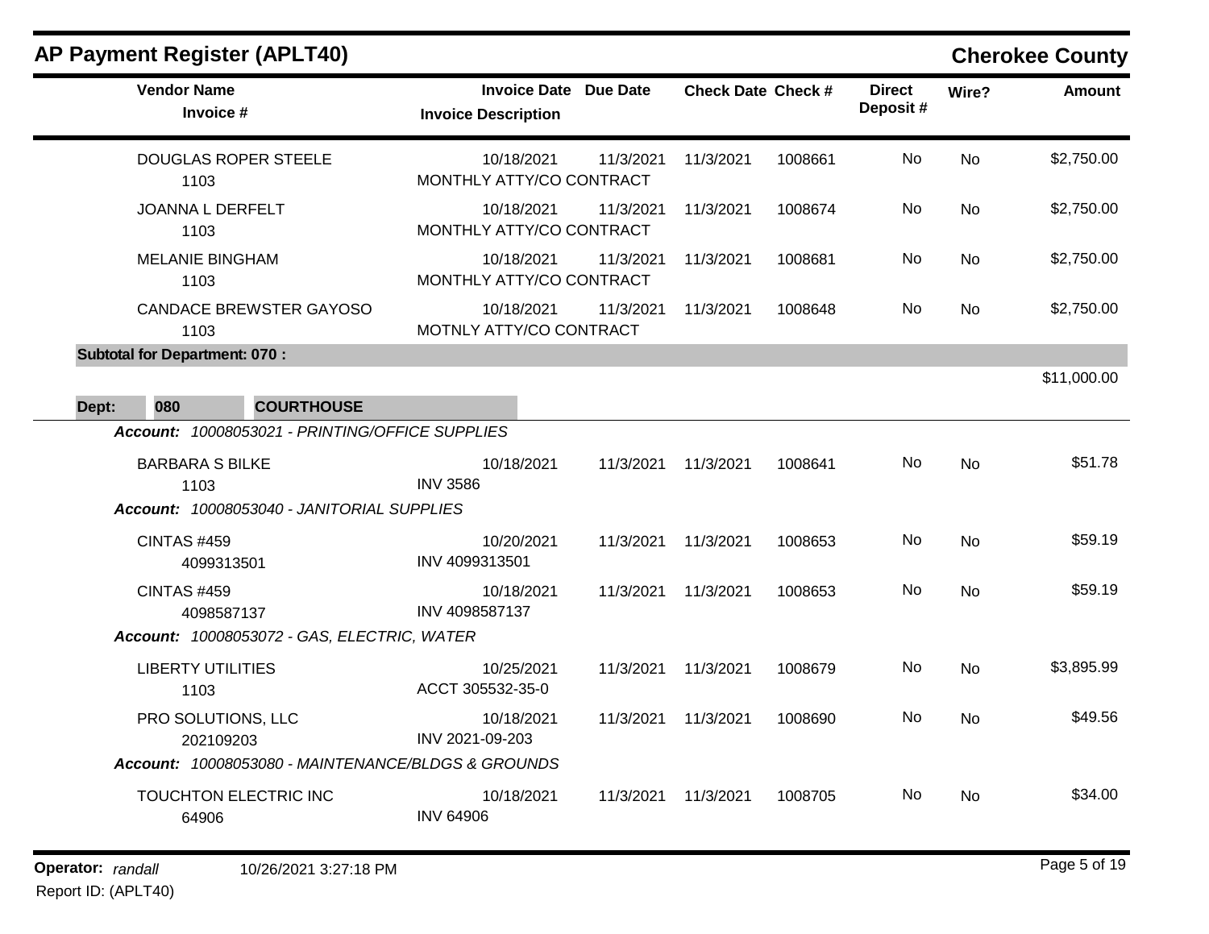# AP Payment Register (APLT40)

## Cherokee County

| Vendor Name / Invoice # | Invoice Date / Invoice Description | Due Date | Check Date | Check # | Direct Deposit # | Wire? | Amount |
|---|---|---|---|---|---|---|---|
| DOUGLAS ROPER STEELE<br>1103 | 10/18/2021<br>MONTHLY ATTY/CO CONTRACT | 11/3/2021 | 11/3/2021 | 1008661 | No | No | $2,750.00 |
| JOANNA L DERFELT<br>1103 | 10/18/2021<br>MONTHLY ATTY/CO CONTRACT | 11/3/2021 | 11/3/2021 | 1008674 | No | No | $2,750.00 |
| MELANIE BINGHAM<br>1103 | 10/18/2021<br>MONTHLY ATTY/CO CONTRACT | 11/3/2021 | 11/3/2021 | 1008681 | No | No | $2,750.00 |
| CANDACE BREWSTER GAYOSO<br>1103 | 10/18/2021<br>MOTNLY ATTY/CO CONTRACT | 11/3/2021 | 11/3/2021 | 1008648 | No | No | $2,750.00 |
| **Subtotal for Department: 070 :** | | | | | | | $11,000.00 |

**Dept: 080 COURTHOUSE**

*Account: 10008053021 - PRINTING/OFFICE SUPPLIES*

| Vendor Name / Invoice # | Invoice Date / Invoice Description | Due Date | Check Date | Check # | Direct Deposit # | Wire? | Amount |
|---|---|---|---|---|---|---|---|
| BARBARA S BILKE<br>1103 | 10/18/2021<br>INV 3586 | 11/3/2021 | 11/3/2021 | 1008641 | No | No | $51.78 |

*Account: 10008053040 - JANITORIAL SUPPLIES*

| Vendor Name / Invoice # | Invoice Date / Invoice Description | Due Date | Check Date | Check # | Direct Deposit # | Wire? | Amount |
|---|---|---|---|---|---|---|---|
| CINTAS #459<br>4099313501 | 10/20/2021<br>INV 4099313501 | 11/3/2021 | 11/3/2021 | 1008653 | No | No | $59.19 |
| CINTAS #459<br>4098587137 | 10/18/2021<br>INV 4098587137 | 11/3/2021 | 11/3/2021 | 1008653 | No | No | $59.19 |

*Account: 10008053072 - GAS, ELECTRIC, WATER*

| Vendor Name / Invoice # | Invoice Date / Invoice Description | Due Date | Check Date | Check # | Direct Deposit # | Wire? | Amount |
|---|---|---|---|---|---|---|---|
| LIBERTY UTILITIES<br>1103 | 10/25/2021<br>ACCT 305532-35-0 | 11/3/2021 | 11/3/2021 | 1008679 | No | No | $3,895.99 |
| PRO SOLUTIONS, LLC<br>202109203 | 10/18/2021<br>INV 2021-09-203 | 11/3/2021 | 11/3/2021 | 1008690 | No | No | $49.56 |

*Account: 10008053080 - MAINTENANCE/BLDGS & GROUNDS*

| Vendor Name / Invoice # | Invoice Date / Invoice Description | Due Date | Check Date | Check # | Direct Deposit # | Wire? | Amount |
|---|---|---|---|---|---|---|---|
| TOUCHTON ELECTRIC INC<br>64906 | 10/18/2021<br>INV 64906 | 11/3/2021 | 11/3/2021 | 1008705 | No | No | $34.00 |

Operator: *randall* 10/26/2021 3:27:18 PM
Report ID: (APLT40)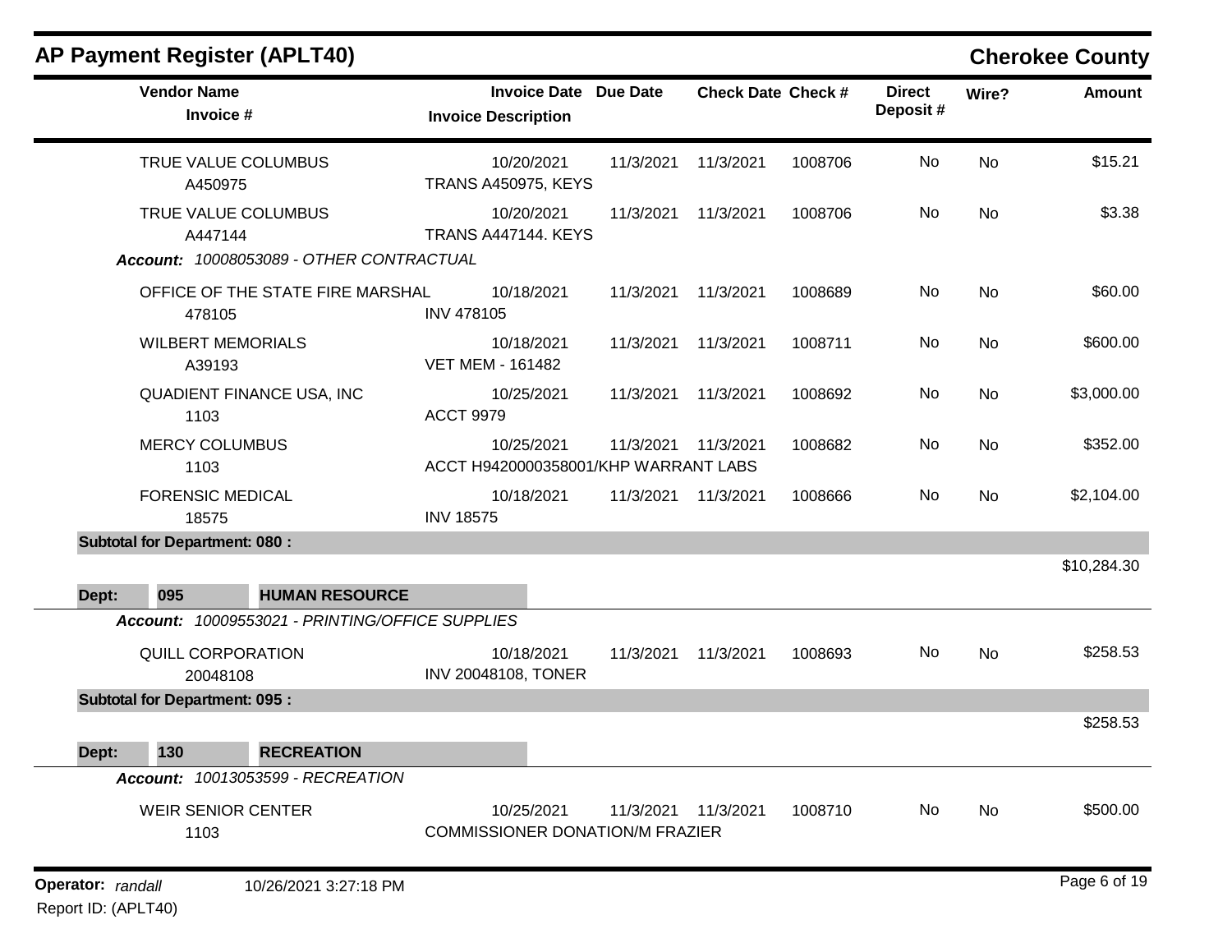## AP Payment Register (APLT40) — Cherokee County

| Vendor Name / Invoice # | Invoice Date / Invoice Description | Due Date | Check Date | Check # | Direct Deposit # | Wire? | Amount |
|---|---|---|---|---|---|---|---|
| TRUE VALUE COLUMBUS<br>A450975 | 10/20/2021<br>TRANS A450975, KEYS | 11/3/2021 | 11/3/2021 | 1008706 | No | No | $15.21 |
| TRUE VALUE COLUMBUS<br>A447144 | 10/20/2021<br>TRANS A447144. KEYS | 11/3/2021 | 11/3/2021 | 1008706 | No | No | $3.38 |
| ***Account:*** *10008053089 - OTHER CONTRACTUAL* | | | | | | | |
| OFFICE OF THE STATE FIRE MARSHAL<br>478105 | 10/18/2021<br>INV 478105 | 11/3/2021 | 11/3/2021 | 1008689 | No | No | $60.00 |
| WILBERT MEMORIALS<br>A39193 | 10/18/2021<br>VET MEM - 161482 | 11/3/2021 | 11/3/2021 | 1008711 | No | No | $600.00 |
| QUADIENT FINANCE USA, INC<br>1103 | 10/25/2021<br>ACCT 9979 | 11/3/2021 | 11/3/2021 | 1008692 | No | No | $3,000.00 |
| MERCY COLUMBUS<br>1103 | 10/25/2021<br>ACCT H9420000358001/KHP WARRANT LABS | 11/3/2021 | 11/3/2021 | 1008682 | No | No | $352.00 |
| FORENSIC MEDICAL<br>18575 | 10/18/2021<br>INV 18575 | 11/3/2021 | 11/3/2021 | 1008666 | No | No | $2,104.00 |
| **Subtotal for Department: 080 :** | | | | | | | $10,284.30 |
| **Dept: 095 HUMAN RESOURCE** | | | | | | | |
| ***Account:*** *10009553021 - PRINTING/OFFICE SUPPLIES* | | | | | | | |
| QUILL CORPORATION<br>20048108 | 10/18/2021<br>INV 20048108, TONER | 11/3/2021 | 11/3/2021 | 1008693 | No | No | $258.53 |
| **Subtotal for Department: 095 :** | | | | | | | $258.53 |
| **Dept: 130 RECREATION** | | | | | | | |
| ***Account:*** *10013053599 - RECREATION* | | | | | | | |
| WEIR SENIOR CENTER<br>1103 | 10/25/2021<br>COMMISSIONER DONATION/M FRAZIER | 11/3/2021 | 11/3/2021 | 1008710 | No | No | $500.00 |

Operator: *randall* 10/26/2021 3:27:18 PM
Report ID: (APLT40)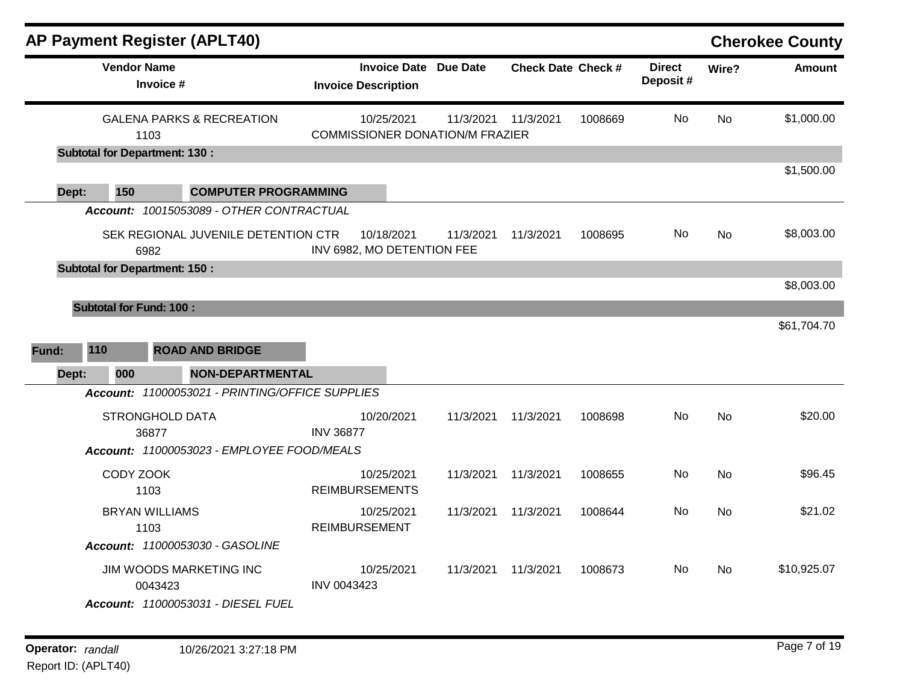# AP Payment Register (APLT40)

## Cherokee County

| Vendor Name / Invoice # | Invoice Date / Invoice Description | Due Date | Check Date | Check # | Direct Deposit # | Wire? | Amount |
|---|---|---|---|---|---|---|---|
| GALENA PARKS & RECREATION<br>1103 | 10/25/2021<br>COMMISSIONER DONATION/M FRAZIER | 11/3/2021 | 11/3/2021 | 1008669 | No | No | $1,000.00 |
| **Subtotal for Department: 130 :** | | | | | | | $1,500.00 |
| **Dept: 150 COMPUTER PROGRAMMING** | | | | | | | |
| ***Account: 10015053089 - OTHER CONTRACTUAL*** | | | | | | | |
| SEK REGIONAL JUVENILE DETENTION CTR<br>6982 | 10/18/2021<br>INV 6982, MO DETENTION FEE | 11/3/2021 | 11/3/2021 | 1008695 | No | No | $8,003.00 |
| **Subtotal for Department: 150 :** | | | | | | | $8,003.00 |
| **Subtotal for Fund: 100 :** | | | | | | | $61,704.70 |
| **Fund: 110 ROAD AND BRIDGE** | | | | | | | |
| **Dept: 000 NON-DEPARTMENTAL** | | | | | | | |
| ***Account: 11000053021 - PRINTING/OFFICE SUPPLIES*** | | | | | | | |
| STRONGHOLD DATA<br>36877 | 10/20/2021<br>INV 36877 | 11/3/2021 | 11/3/2021 | 1008698 | No | No | $20.00 |
| ***Account: 11000053023 - EMPLOYEE FOOD/MEALS*** | | | | | | | |
| CODY ZOOK<br>1103 | 10/25/2021<br>REIMBURSEMENTS | 11/3/2021 | 11/3/2021 | 1008655 | No | No | $96.45 |
| BRYAN WILLIAMS<br>1103 | 10/25/2021<br>REIMBURSEMENT | 11/3/2021 | 11/3/2021 | 1008644 | No | No | $21.02 |
| ***Account: 11000053030 - GASOLINE*** | | | | | | | |
| JIM WOODS MARKETING INC<br>0043423 | 10/25/2021<br>INV 0043423 | 11/3/2021 | 11/3/2021 | 1008673 | No | No | $10,925.07 |
| ***Account: 11000053031 - DIESEL FUEL*** | | | | | | | |

Operator: *randall* 10/26/2021 3:27:18 PM
Report ID: (APLT40)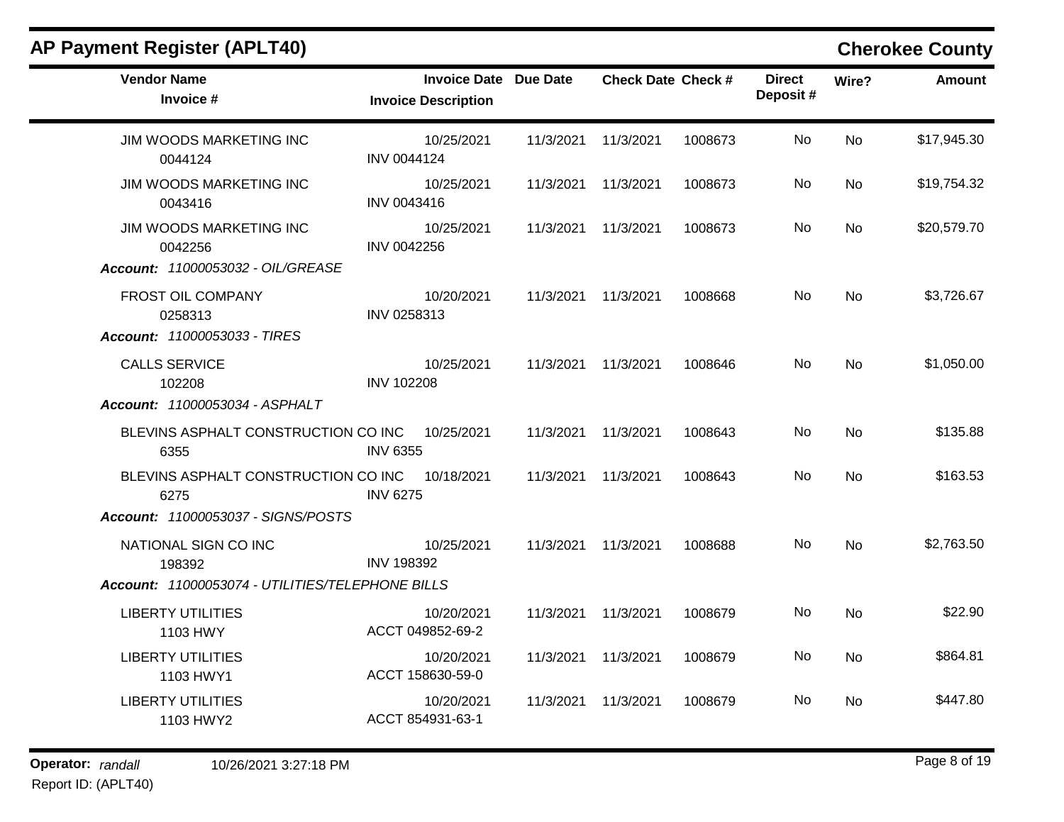## AP Payment Register (APLT40)

**Cherokee County**

| Vendor Name / Invoice # | Invoice Date / Invoice Description | Due Date | Check Date | Check # | Direct Deposit # | Wire? | Amount |
|---|---|---|---|---|---|---|---|
| JIM WOODS MARKETING INC<br>0044124 | 10/25/2021<br>INV 0044124 | 11/3/2021 | 11/3/2021 | 1008673 | No | No | $17,945.30 |
| JIM WOODS MARKETING INC<br>0043416 | 10/25/2021<br>INV 0043416 | 11/3/2021 | 11/3/2021 | 1008673 | No | No | $19,754.32 |
| JIM WOODS MARKETING INC<br>0042256 | 10/25/2021<br>INV 0042256 | 11/3/2021 | 11/3/2021 | 1008673 | No | No | $20,579.70 |
| ***Account:*** *11000053032 - OIL/GREASE* | | | | | | | |
| FROST OIL COMPANY<br>0258313 | 10/20/2021<br>INV 0258313 | 11/3/2021 | 11/3/2021 | 1008668 | No | No | $3,726.67 |
| ***Account:*** *11000053033 - TIRES* | | | | | | | |
| CALLS SERVICE<br>102208 | 10/25/2021<br>INV 102208 | 11/3/2021 | 11/3/2021 | 1008646 | No | No | $1,050.00 |
| ***Account:*** *11000053034 - ASPHALT* | | | | | | | |
| BLEVINS ASPHALT CONSTRUCTION CO INC<br>6355 | 10/25/2021<br>INV 6355 | 11/3/2021 | 11/3/2021 | 1008643 | No | No | $135.88 |
| BLEVINS ASPHALT CONSTRUCTION CO INC<br>6275 | 10/18/2021<br>INV 6275 | 11/3/2021 | 11/3/2021 | 1008643 | No | No | $163.53 |
| ***Account:*** *11000053037 - SIGNS/POSTS* | | | | | | | |
| NATIONAL SIGN CO INC<br>198392 | 10/25/2021<br>INV 198392 | 11/3/2021 | 11/3/2021 | 1008688 | No | No | $2,763.50 |
| ***Account:*** *11000053074 - UTILITIES/TELEPHONE BILLS* | | | | | | | |
| LIBERTY UTILITIES<br>1103 HWY | 10/20/2021<br>ACCT 049852-69-2 | 11/3/2021 | 11/3/2021 | 1008679 | No | No | $22.90 |
| LIBERTY UTILITIES<br>1103 HWY1 | 10/20/2021<br>ACCT 158630-59-0 | 11/3/2021 | 11/3/2021 | 1008679 | No | No | $864.81 |
| LIBERTY UTILITIES<br>1103 HWY2 | 10/20/2021<br>ACCT 854931-63-1 | 11/3/2021 | 11/3/2021 | 1008679 | No | No | $447.80 |

**Operator:** *randall* 10/26/2021 3:27:18 PM

Report ID: (APLT40)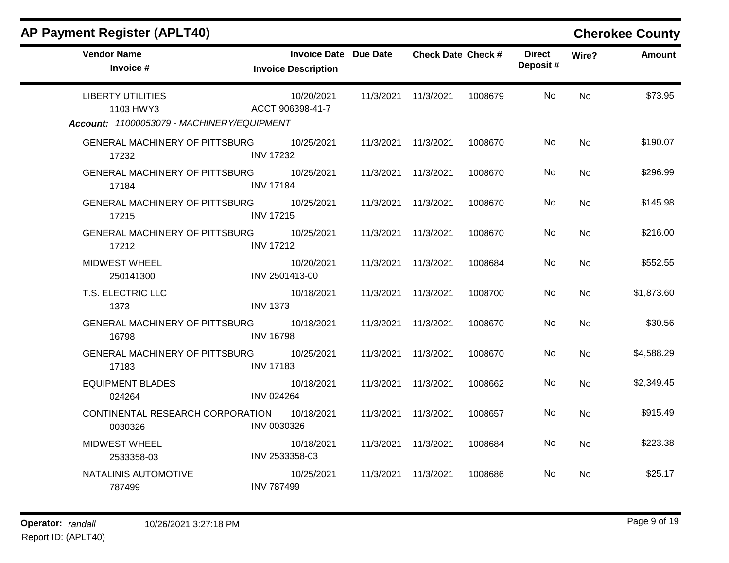## AP Payment Register (APLT40)

**Cherokee County**

| Vendor Name / Invoice # | Invoice Date / Invoice Description | Due Date | Check Date | Check # | Direct Deposit # | Wire? | Amount |
|---|---|---|---|---|---|---|---|
| LIBERTY UTILITIES | 10/20/2021 | 11/3/2021 | 11/3/2021 | 1008679 | No | No | $73.95 |
| 1103 HWY3 | ACCT 906398-41-7 | | | | | | |

***Account:** 11000053079 - MACHINERY/EQUIPMENT*

| Vendor Name / Invoice # | Invoice Date / Invoice Description | Due Date | Check Date | Check # | Direct Deposit # | Wire? | Amount |
|---|---|---|---|---|---|---|---|
| GENERAL MACHINERY OF PITTSBURG | 10/25/2021 | 11/3/2021 | 11/3/2021 | 1008670 | No | No | $190.07 |
| 17232 | INV 17232 | | | | | | |
| GENERAL MACHINERY OF PITTSBURG | 10/25/2021 | 11/3/2021 | 11/3/2021 | 1008670 | No | No | $296.99 |
| 17184 | INV 17184 | | | | | | |
| GENERAL MACHINERY OF PITTSBURG | 10/25/2021 | 11/3/2021 | 11/3/2021 | 1008670 | No | No | $145.98 |
| 17215 | INV 17215 | | | | | | |
| GENERAL MACHINERY OF PITTSBURG | 10/25/2021 | 11/3/2021 | 11/3/2021 | 1008670 | No | No | $216.00 |
| 17212 | INV 17212 | | | | | | |
| MIDWEST WHEEL | 10/20/2021 | 11/3/2021 | 11/3/2021 | 1008684 | No | No | $552.55 |
| 250141300 | INV 2501413-00 | | | | | | |
| T.S. ELECTRIC LLC | 10/18/2021 | 11/3/2021 | 11/3/2021 | 1008700 | No | No | $1,873.60 |
| 1373 | INV 1373 | | | | | | |
| GENERAL MACHINERY OF PITTSBURG | 10/18/2021 | 11/3/2021 | 11/3/2021 | 1008670 | No | No | $30.56 |
| 16798 | INV 16798 | | | | | | |
| GENERAL MACHINERY OF PITTSBURG | 10/25/2021 | 11/3/2021 | 11/3/2021 | 1008670 | No | No | $4,588.29 |
| 17183 | INV 17183 | | | | | | |
| EQUIPMENT BLADES | 10/18/2021 | 11/3/2021 | 11/3/2021 | 1008662 | No | No | $2,349.45 |
| 024264 | INV 024264 | | | | | | |
| CONTINENTAL RESEARCH CORPORATION | 10/18/2021 | 11/3/2021 | 11/3/2021 | 1008657 | No | No | $915.49 |
| 0030326 | INV 0030326 | | | | | | |
| MIDWEST WHEEL | 10/18/2021 | 11/3/2021 | 11/3/2021 | 1008684 | No | No | $223.38 |
| 2533358-03 | INV 2533358-03 | | | | | | |
| NATALINIS AUTOMOTIVE | 10/25/2021 | 11/3/2021 | 11/3/2021 | 1008686 | No | No | $25.17 |
| 787499 | INV 787499 | | | | | | |

**Operator:** *randall* 10/26/2021 3:27:18 PM

Report ID: (APLT40)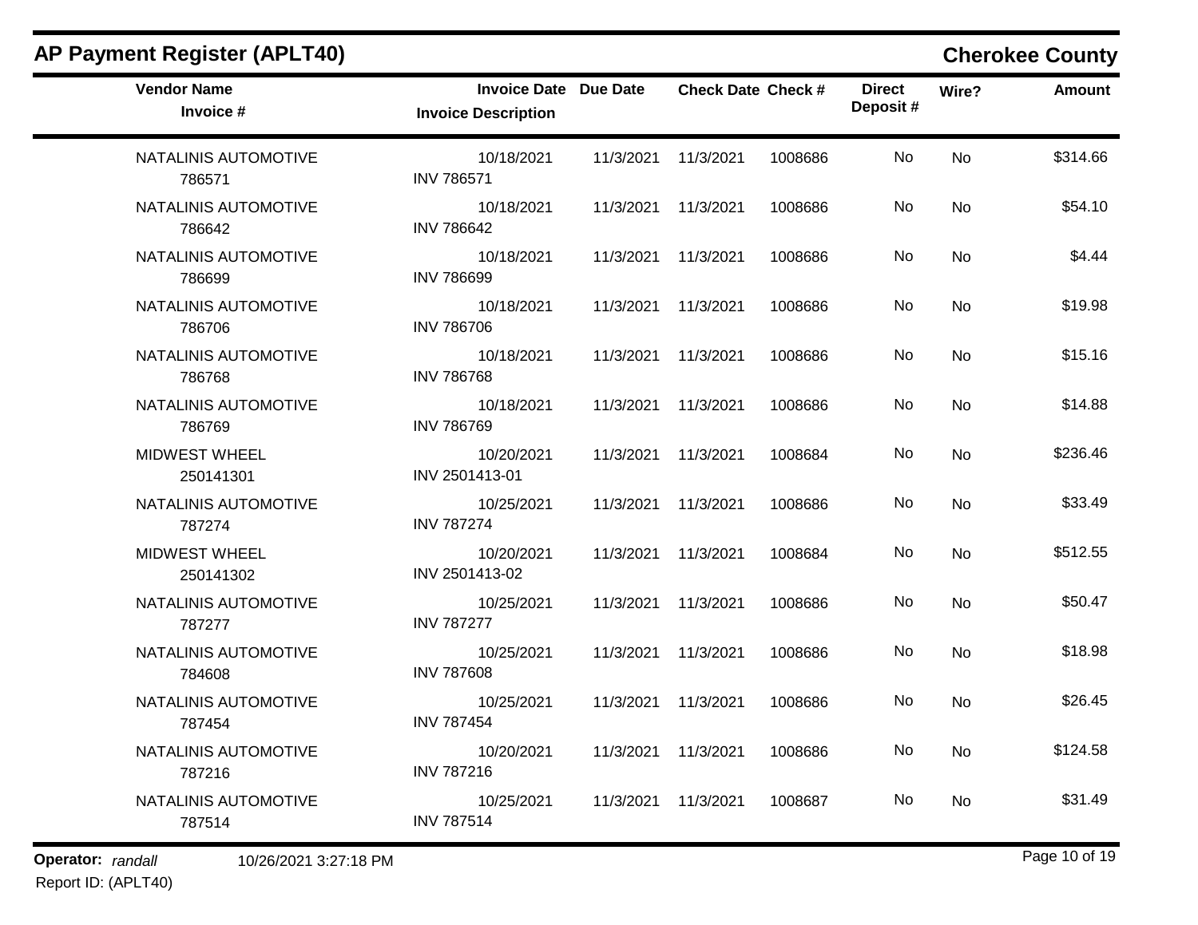## AP Payment Register (APLT40)

## Cherokee County

| Vendor Name<br>Invoice # | Invoice Date<br>Invoice Description | Due Date | Check Date | Check # | Direct Deposit # | Wire? | Amount |
|---|---|---|---|---|---|---|---|
| NATALINIS AUTOMOTIVE<br>786571 | 10/18/2021<br>INV 786571 | 11/3/2021 | 11/3/2021 | 1008686 | No | No | $314.66 |
| NATALINIS AUTOMOTIVE<br>786642 | 10/18/2021<br>INV 786642 | 11/3/2021 | 11/3/2021 | 1008686 | No | No | $54.10 |
| NATALINIS AUTOMOTIVE<br>786699 | 10/18/2021<br>INV 786699 | 11/3/2021 | 11/3/2021 | 1008686 | No | No | $4.44 |
| NATALINIS AUTOMOTIVE<br>786706 | 10/18/2021<br>INV 786706 | 11/3/2021 | 11/3/2021 | 1008686 | No | No | $19.98 |
| NATALINIS AUTOMOTIVE<br>786768 | 10/18/2021<br>INV 786768 | 11/3/2021 | 11/3/2021 | 1008686 | No | No | $15.16 |
| NATALINIS AUTOMOTIVE<br>786769 | 10/18/2021<br>INV 786769 | 11/3/2021 | 11/3/2021 | 1008686 | No | No | $14.88 |
| MIDWEST WHEEL<br>250141301 | 10/20/2021<br>INV 2501413-01 | 11/3/2021 | 11/3/2021 | 1008684 | No | No | $236.46 |
| NATALINIS AUTOMOTIVE<br>787274 | 10/25/2021<br>INV 787274 | 11/3/2021 | 11/3/2021 | 1008686 | No | No | $33.49 |
| MIDWEST WHEEL<br>250141302 | 10/20/2021<br>INV 2501413-02 | 11/3/2021 | 11/3/2021 | 1008684 | No | No | $512.55 |
| NATALINIS AUTOMOTIVE<br>787277 | 10/25/2021<br>INV 787277 | 11/3/2021 | 11/3/2021 | 1008686 | No | No | $50.47 |
| NATALINIS AUTOMOTIVE<br>784608 | 10/25/2021<br>INV 787608 | 11/3/2021 | 11/3/2021 | 1008686 | No | No | $18.98 |
| NATALINIS AUTOMOTIVE<br>787454 | 10/25/2021<br>INV 787454 | 11/3/2021 | 11/3/2021 | 1008686 | No | No | $26.45 |
| NATALINIS AUTOMOTIVE<br>787216 | 10/20/2021<br>INV 787216 | 11/3/2021 | 11/3/2021 | 1008686 | No | No | $124.58 |
| NATALINIS AUTOMOTIVE<br>787514 | 10/25/2021<br>INV 787514 | 11/3/2021 | 11/3/2021 | 1008687 | No | No | $31.49 |

**Operator:** *randall* 10/26/2021 3:27:18 PM

Report ID: (APLT40)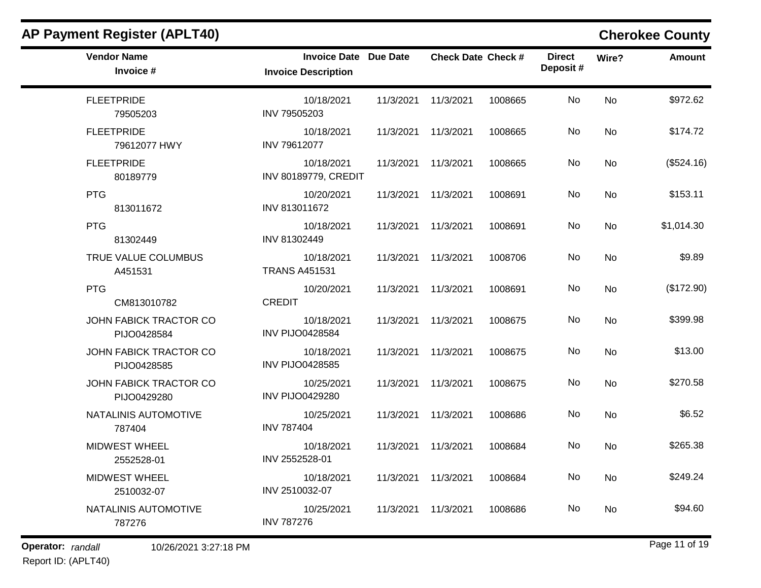## AP Payment Register (APLT40)

## Cherokee County

| Vendor Name<br>Invoice # | Invoice Date<br>Invoice Description | Due Date | Check Date | Check # | Direct Deposit # | Wire? | Amount |
|---|---|---|---|---|---|---|---|
| FLEETPRIDE<br>79505203 | 10/18/2021<br>INV 79505203 | 11/3/2021 | 11/3/2021 | 1008665 | No | No | $972.62 |
| FLEETPRIDE<br>79612077 HWY | 10/18/2021<br>INV 79612077 | 11/3/2021 | 11/3/2021 | 1008665 | No | No | $174.72 |
| FLEETPRIDE<br>80189779 | 10/18/2021<br>INV 80189779, CREDIT | 11/3/2021 | 11/3/2021 | 1008665 | No | No | ($524.16) |
| PTG<br>813011672 | 10/20/2021<br>INV 813011672 | 11/3/2021 | 11/3/2021 | 1008691 | No | No | $153.11 |
| PTG<br>81302449 | 10/18/2021<br>INV 81302449 | 11/3/2021 | 11/3/2021 | 1008691 | No | No | $1,014.30 |
| TRUE VALUE COLUMBUS<br>A451531 | 10/18/2021<br>TRANS A451531 | 11/3/2021 | 11/3/2021 | 1008706 | No | No | $9.89 |
| PTG<br>CM813010782 | 10/20/2021<br>CREDIT | 11/3/2021 | 11/3/2021 | 1008691 | No | No | ($172.90) |
| JOHN FABICK TRACTOR CO<br>PIJO0428584 | 10/18/2021<br>INV PIJO0428584 | 11/3/2021 | 11/3/2021 | 1008675 | No | No | $399.98 |
| JOHN FABICK TRACTOR CO<br>PIJO0428585 | 10/18/2021<br>INV PIJO0428585 | 11/3/2021 | 11/3/2021 | 1008675 | No | No | $13.00 |
| JOHN FABICK TRACTOR CO<br>PIJO0429280 | 10/25/2021<br>INV PIJO0429280 | 11/3/2021 | 11/3/2021 | 1008675 | No | No | $270.58 |
| NATALINIS AUTOMOTIVE<br>787404 | 10/25/2021<br>INV 787404 | 11/3/2021 | 11/3/2021 | 1008686 | No | No | $6.52 |
| MIDWEST WHEEL<br>2552528-01 | 10/18/2021<br>INV 2552528-01 | 11/3/2021 | 11/3/2021 | 1008684 | No | No | $265.38 |
| MIDWEST WHEEL<br>2510032-07 | 10/18/2021<br>INV 2510032-07 | 11/3/2021 | 11/3/2021 | 1008684 | No | No | $249.24 |
| NATALINIS AUTOMOTIVE<br>787276 | 10/25/2021<br>INV 787276 | 11/3/2021 | 11/3/2021 | 1008686 | No | No | $94.60 |

**Operator:** *randall* 10/26/2021 3:27:18 PM

Report ID: (APLT40)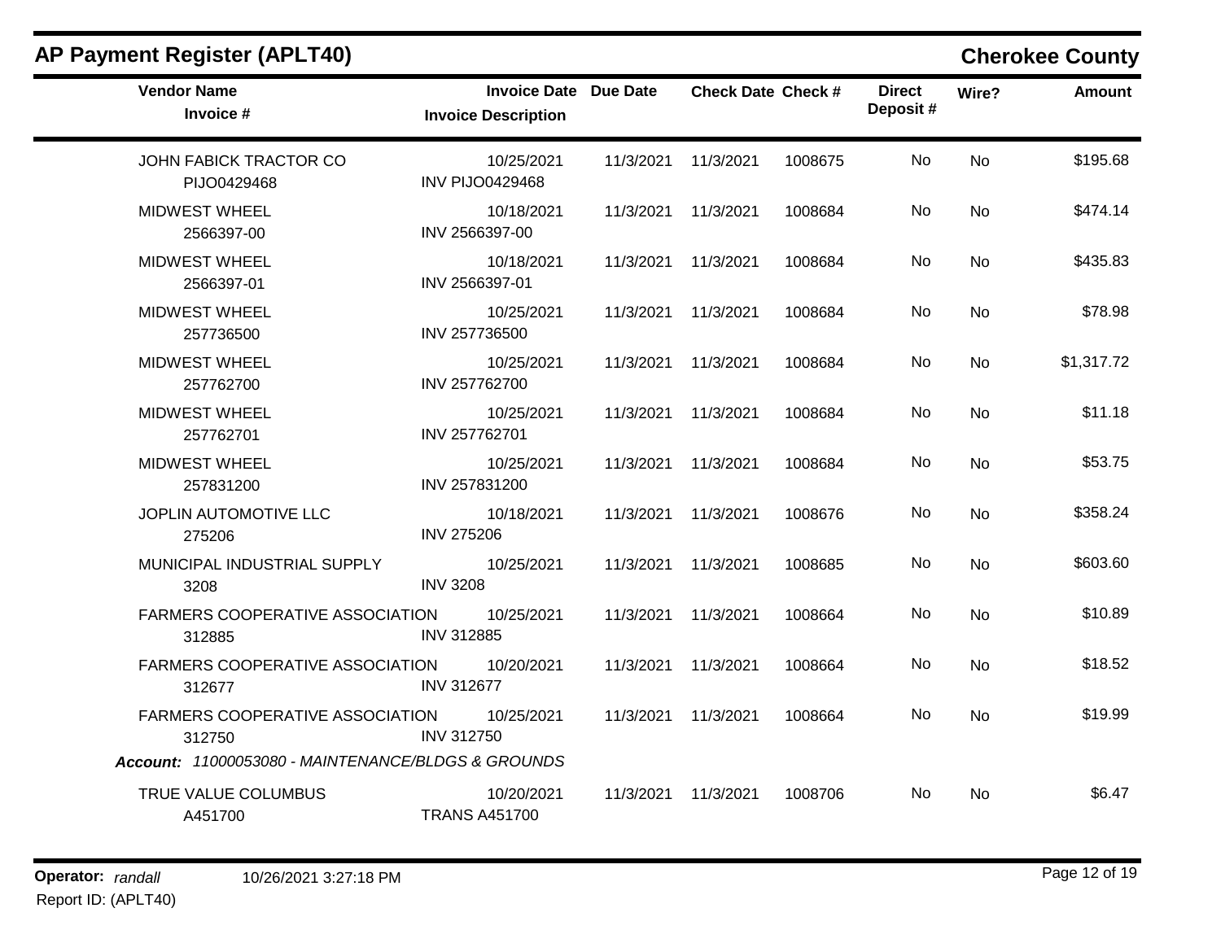## AP Payment Register (APLT40)

**Cherokee County**

| Vendor Name / Invoice # | Invoice Date / Invoice Description | Due Date | Check Date | Check # | Direct Deposit # | Wire? | Amount |
|---|---|---|---|---|---|---|---|
| JOHN FABICK TRACTOR CO<br>PIJO0429468 | 10/25/2021<br>INV PIJO0429468 | 11/3/2021 | 11/3/2021 | 1008675 | No | No | $195.68 |
| MIDWEST WHEEL<br>2566397-00 | 10/18/2021<br>INV 2566397-00 | 11/3/2021 | 11/3/2021 | 1008684 | No | No | $474.14 |
| MIDWEST WHEEL<br>2566397-01 | 10/18/2021<br>INV 2566397-01 | 11/3/2021 | 11/3/2021 | 1008684 | No | No | $435.83 |
| MIDWEST WHEEL<br>257736500 | 10/25/2021<br>INV 257736500 | 11/3/2021 | 11/3/2021 | 1008684 | No | No | $78.98 |
| MIDWEST WHEEL<br>257762700 | 10/25/2021<br>INV 257762700 | 11/3/2021 | 11/3/2021 | 1008684 | No | No | $1,317.72 |
| MIDWEST WHEEL<br>257762701 | 10/25/2021<br>INV 257762701 | 11/3/2021 | 11/3/2021 | 1008684 | No | No | $11.18 |
| MIDWEST WHEEL<br>257831200 | 10/25/2021<br>INV 257831200 | 11/3/2021 | 11/3/2021 | 1008684 | No | No | $53.75 |
| JOPLIN AUTOMOTIVE LLC<br>275206 | 10/18/2021<br>INV 275206 | 11/3/2021 | 11/3/2021 | 1008676 | No | No | $358.24 |
| MUNICIPAL INDUSTRIAL SUPPLY<br>3208 | 10/25/2021<br>INV 3208 | 11/3/2021 | 11/3/2021 | 1008685 | No | No | $603.60 |
| FARMERS COOPERATIVE ASSOCIATION<br>312885 | 10/25/2021<br>INV 312885 | 11/3/2021 | 11/3/2021 | 1008664 | No | No | $10.89 |
| FARMERS COOPERATIVE ASSOCIATION<br>312677 | 10/20/2021<br>INV 312677 | 11/3/2021 | 11/3/2021 | 1008664 | No | No | $18.52 |
| FARMERS COOPERATIVE ASSOCIATION<br>312750 | 10/25/2021<br>INV 312750 | 11/3/2021 | 11/3/2021 | 1008664 | No | No | $19.99 |

***Account:*** *11000053080 - MAINTENANCE/BLDGS & GROUNDS*

| Vendor Name / Invoice # | Invoice Date / Invoice Description | Due Date | Check Date | Check # | Direct Deposit # | Wire? | Amount |
|---|---|---|---|---|---|---|---|
| TRUE VALUE COLUMBUS<br>A451700 | 10/20/2021<br>TRANS A451700 | 11/3/2021 | 11/3/2021 | 1008706 | No | No | $6.47 |

**Operator:** *randall* 10/26/2021 3:27:18 PM

Report ID: (APLT40)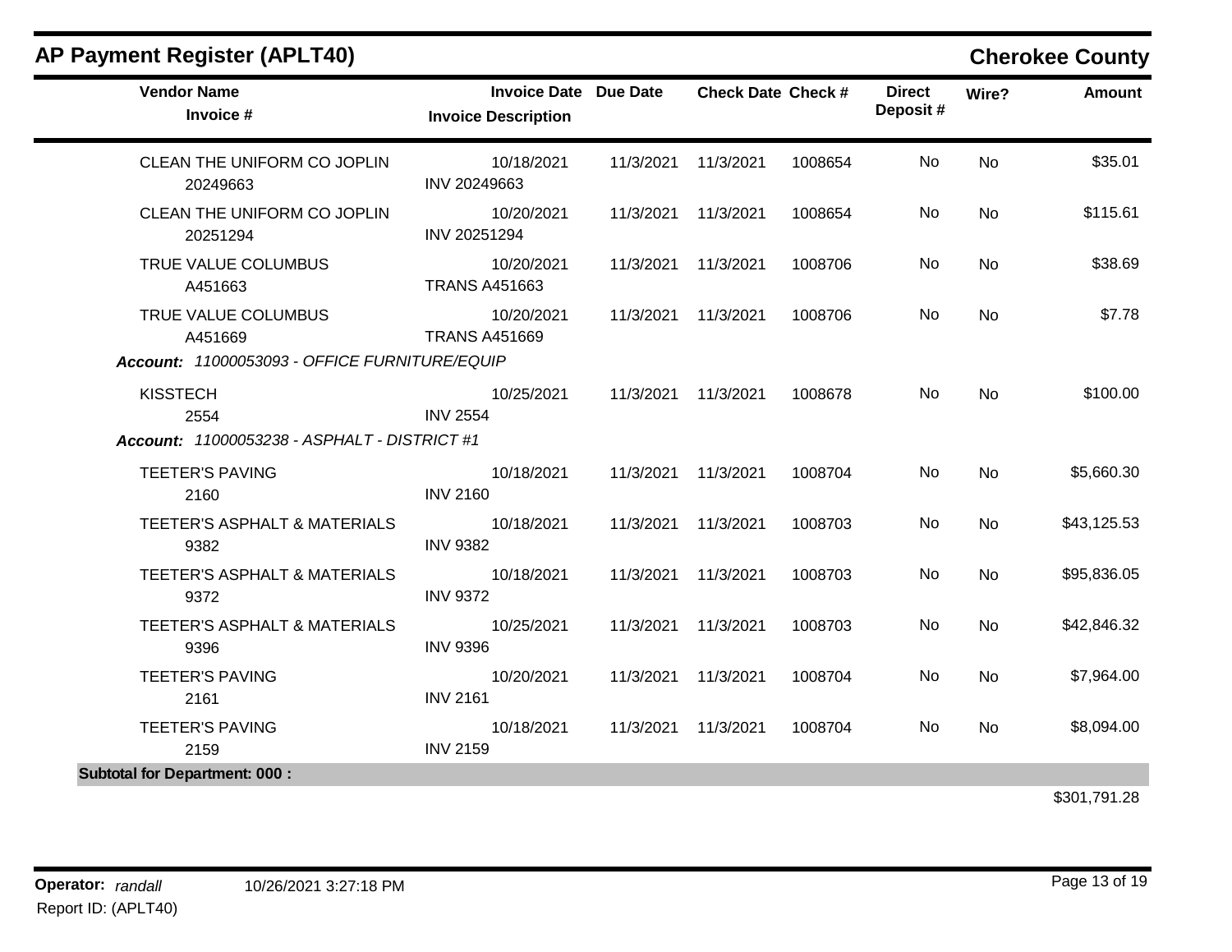## AP Payment Register (APLT40)

## Cherokee County

| Vendor Name / Invoice # | Invoice Date / Invoice Description | Due Date | Check Date | Check # | Direct Deposit # | Wire? | Amount |
|---|---|---|---|---|---|---|---|
| CLEAN THE UNIFORM CO JOPLIN<br>20249663 | 10/18/2021<br>INV 20249663 | 11/3/2021 | 11/3/2021 | 1008654 | No | No | $35.01 |
| CLEAN THE UNIFORM CO JOPLIN<br>20251294 | 10/20/2021<br>INV 20251294 | 11/3/2021 | 11/3/2021 | 1008654 | No | No | $115.61 |
| TRUE VALUE COLUMBUS<br>A451663 | 10/20/2021<br>TRANS A451663 | 11/3/2021 | 11/3/2021 | 1008706 | No | No | $38.69 |
| TRUE VALUE COLUMBUS<br>A451669 | 10/20/2021<br>TRANS A451669 | 11/3/2021 | 11/3/2021 | 1008706 | No | No | $7.78 |
| ***Account:** 11000053093 - OFFICE FURNITURE/EQUIP* | | | | | | | |
| KISSTECH<br>2554 | 10/25/2021<br>INV 2554 | 11/3/2021 | 11/3/2021 | 1008678 | No | No | $100.00 |
| ***Account:** 11000053238 - ASPHALT - DISTRICT #1* | | | | | | | |
| TEETER'S PAVING<br>2160 | 10/18/2021<br>INV 2160 | 11/3/2021 | 11/3/2021 | 1008704 | No | No | $5,660.30 |
| TEETER'S ASPHALT & MATERIALS<br>9382 | 10/18/2021<br>INV 9382 | 11/3/2021 | 11/3/2021 | 1008703 | No | No | $43,125.53 |
| TEETER'S ASPHALT & MATERIALS<br>9372 | 10/18/2021<br>INV 9372 | 11/3/2021 | 11/3/2021 | 1008703 | No | No | $95,836.05 |
| TEETER'S ASPHALT & MATERIALS<br>9396 | 10/25/2021<br>INV 9396 | 11/3/2021 | 11/3/2021 | 1008703 | No | No | $42,846.32 |
| TEETER'S PAVING<br>2161 | 10/20/2021<br>INV 2161 | 11/3/2021 | 11/3/2021 | 1008704 | No | No | $7,964.00 |
| TEETER'S PAVING<br>2159 | 10/18/2021<br>INV 2159 | 11/3/2021 | 11/3/2021 | 1008704 | No | No | $8,094.00 |
| **Subtotal for Department: 000 :** | | | | | | | $301,791.28 |

**Operator:** *randall* 10/26/2021 3:27:18 PM
Report ID: (APLT40)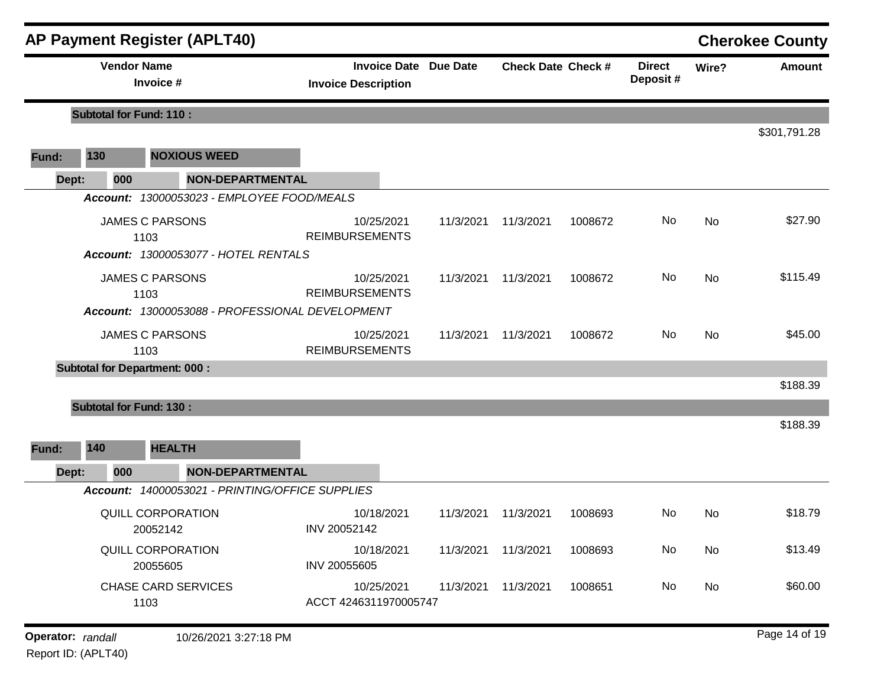## AP Payment Register (APLT40)

**Cherokee County**

| Vendor Name / Invoice # | Invoice Date / Invoice Description | Due Date | Check Date | Check # | Direct Deposit # | Wire? | Amount |
|---|---|---|---|---|---|---|---|
| **Subtotal for Fund: 110 :** | | | | | | | $301,791.28 |
| **Fund: 130 NOXIOUS WEED** | | | | | | | |
| **Dept: 000 NON-DEPARTMENTAL** | | | | | | | |
| ***Account:*** *13000053023 - EMPLOYEE FOOD/MEALS* | | | | | | | |
| JAMES C PARSONS 1103 | 10/25/2021 REIMBURSEMENTS | 11/3/2021 | 11/3/2021 | 1008672 | No | No | $27.90 |
| ***Account:*** *13000053077 - HOTEL RENTALS* | | | | | | | |
| JAMES C PARSONS 1103 | 10/25/2021 REIMBURSEMENTS | 11/3/2021 | 11/3/2021 | 1008672 | No | No | $115.49 |
| ***Account:*** *13000053088 - PROFESSIONAL DEVELOPMENT* | | | | | | | |
| JAMES C PARSONS 1103 | 10/25/2021 REIMBURSEMENTS | 11/3/2021 | 11/3/2021 | 1008672 | No | No | $45.00 |
| **Subtotal for Department: 000 :** | | | | | | | $188.39 |
| **Subtotal for Fund: 130 :** | | | | | | | $188.39 |
| **Fund: 140 HEALTH** | | | | | | | |
| **Dept: 000 NON-DEPARTMENTAL** | | | | | | | |
| ***Account:*** *14000053021 - PRINTING/OFFICE SUPPLIES* | | | | | | | |
| QUILL CORPORATION 20052142 | 10/18/2021 INV 20052142 | 11/3/2021 | 11/3/2021 | 1008693 | No | No | $18.79 |
| QUILL CORPORATION 20055605 | 10/18/2021 INV 20055605 | 11/3/2021 | 11/3/2021 | 1008693 | No | No | $13.49 |
| CHASE CARD SERVICES 1103 | 10/25/2021 ACCT 4246311970005747 | 11/3/2021 | 11/3/2021 | 1008651 | No | No | $60.00 |

**Operator:** *randall* 10/26/2021 3:27:18 PM

Report ID: (APLT40)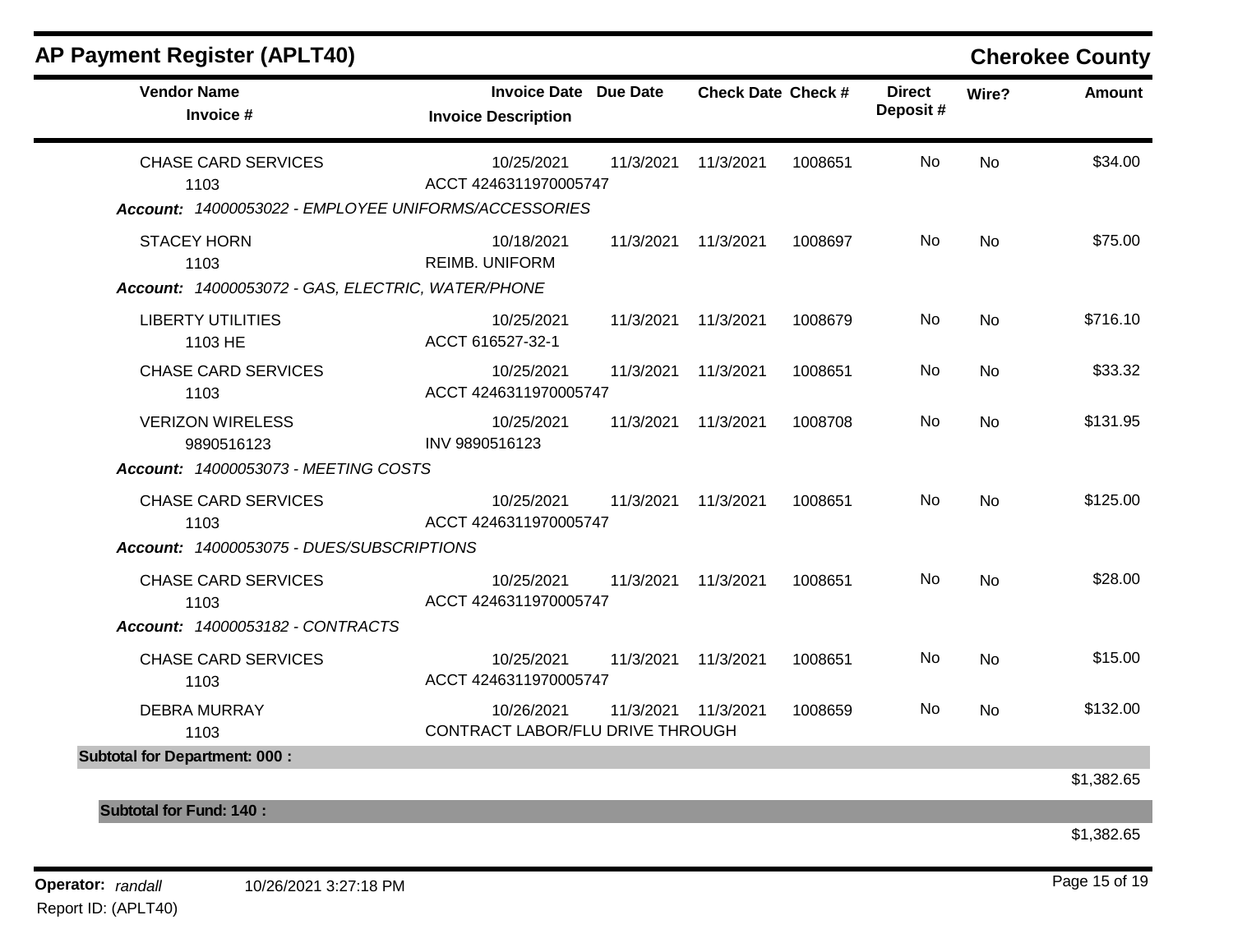## AP Payment Register (APLT40)

**Cherokee County**

| Vendor Name / Invoice # | Invoice Date / Invoice Description | Due Date | Check Date | Check # | Direct Deposit # | Wire? | Amount |
|---|---|---|---|---|---|---|---|
| CHASE CARD SERVICES<br>1103 | 10/25/2021<br>ACCT 4246311970005747 | 11/3/2021 | 11/3/2021 | 1008651 | No | No | $34.00 |
| ***Account:** 14000053022 - EMPLOYEE UNIFORMS/ACCESSORIES* | | | | | | | |
| STACEY HORN<br>1103 | 10/18/2021<br>REIMB. UNIFORM | 11/3/2021 | 11/3/2021 | 1008697 | No | No | $75.00 |
| ***Account:** 14000053072 - GAS, ELECTRIC, WATER/PHONE* | | | | | | | |
| LIBERTY UTILITIES<br>1103 HE | 10/25/2021<br>ACCT 616527-32-1 | 11/3/2021 | 11/3/2021 | 1008679 | No | No | $716.10 |
| CHASE CARD SERVICES<br>1103 | 10/25/2021<br>ACCT 4246311970005747 | 11/3/2021 | 11/3/2021 | 1008651 | No | No | $33.32 |
| VERIZON WIRELESS<br>9890516123 | 10/25/2021<br>INV 9890516123 | 11/3/2021 | 11/3/2021 | 1008708 | No | No | $131.95 |
| ***Account:** 14000053073 - MEETING COSTS* | | | | | | | |
| CHASE CARD SERVICES<br>1103 | 10/25/2021<br>ACCT 4246311970005747 | 11/3/2021 | 11/3/2021 | 1008651 | No | No | $125.00 |
| ***Account:** 14000053075 - DUES/SUBSCRIPTIONS* | | | | | | | |
| CHASE CARD SERVICES<br>1103 | 10/25/2021<br>ACCT 4246311970005747 | 11/3/2021 | 11/3/2021 | 1008651 | No | No | $28.00 |
| ***Account:** 14000053182 - CONTRACTS* | | | | | | | |
| CHASE CARD SERVICES<br>1103 | 10/25/2021<br>ACCT 4246311970005747 | 11/3/2021 | 11/3/2021 | 1008651 | No | No | $15.00 |
| DEBRA MURRAY<br>1103 | 10/26/2021<br>CONTRACT LABOR/FLU DRIVE THROUGH | 11/3/2021 | 11/3/2021 | 1008659 | No | No | $132.00 |
| **Subtotal for Department: 000 :** | | | | | | | $1,382.65 |
| **Subtotal for Fund: 140 :** | | | | | | | $1,382.65 |

**Operator:** *randall* 10/26/2021 3:27:18 PM

Report ID: (APLT40)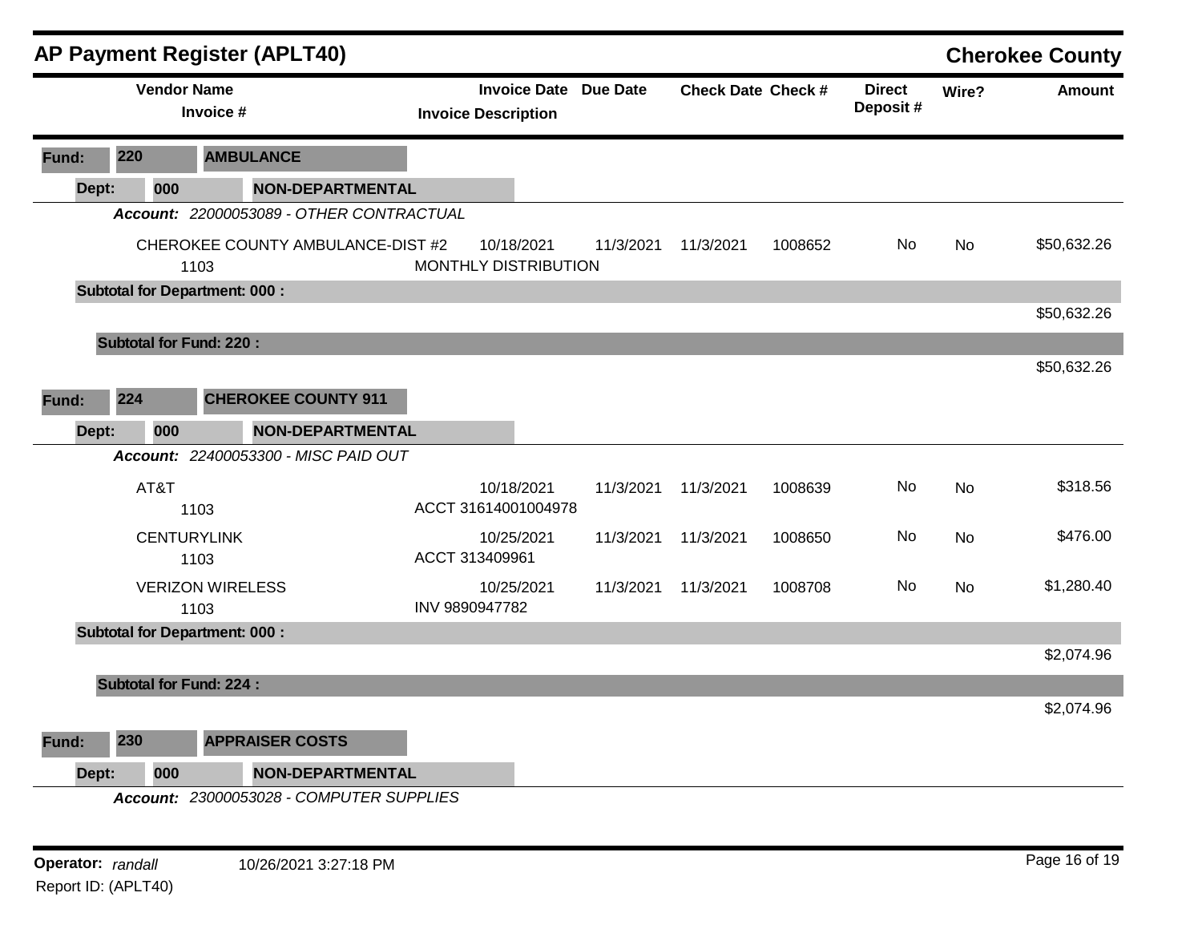# AP Payment Register (APLT40)

**Cherokee County**

| Vendor Name / Invoice # | Invoice Date / Invoice Description | Due Date | Check Date | Check # | Direct Deposit # | Wire? | Amount |
|---|---|---|---|---|---|---|---|

**Fund: 220 AMBULANCE**

**Dept: 000 NON-DEPARTMENTAL**

*Account: 22000053089 - OTHER CONTRACTUAL*

| Vendor Name / Invoice # | Invoice Date / Invoice Description | Due Date | Check Date | Check # | Direct Deposit # | Wire? | Amount |
|---|---|---|---|---|---|---|---|
| CHEROKEE COUNTY AMBULANCE-DIST #2<br>1103 | 10/18/2021<br>MONTHLY DISTRIBUTION | 11/3/2021 | 11/3/2021 | 1008652 | No | No | $50,632.26 |

**Subtotal for Department: 000 :** $50,632.26

**Subtotal for Fund: 220 :** $50,632.26

**Fund: 224 CHEROKEE COUNTY 911**

**Dept: 000 NON-DEPARTMENTAL**

*Account: 22400053300 - MISC PAID OUT*

| Vendor Name / Invoice # | Invoice Date / Invoice Description | Due Date | Check Date | Check # | Direct Deposit # | Wire? | Amount |
|---|---|---|---|---|---|---|---|
| AT&T<br>1103 | 10/18/2021<br>ACCT 31614001004978 | 11/3/2021 | 11/3/2021 | 1008639 | No | No | $318.56 |
| CENTURYLINK<br>1103 | 10/25/2021<br>ACCT 313409961 | 11/3/2021 | 11/3/2021 | 1008650 | No | No | $476.00 |
| VERIZON WIRELESS<br>1103 | 10/25/2021<br>INV 9890947782 | 11/3/2021 | 11/3/2021 | 1008708 | No | No | $1,280.40 |

**Subtotal for Department: 000 :** $2,074.96

**Subtotal for Fund: 224 :** $2,074.96

**Fund: 230 APPRAISER COSTS**

**Dept: 000 NON-DEPARTMENTAL**

*Account: 23000053028 - COMPUTER SUPPLIES*

**Operator:** *randall* 10/26/2021 3:27:18 PM

Report ID: (APLT40)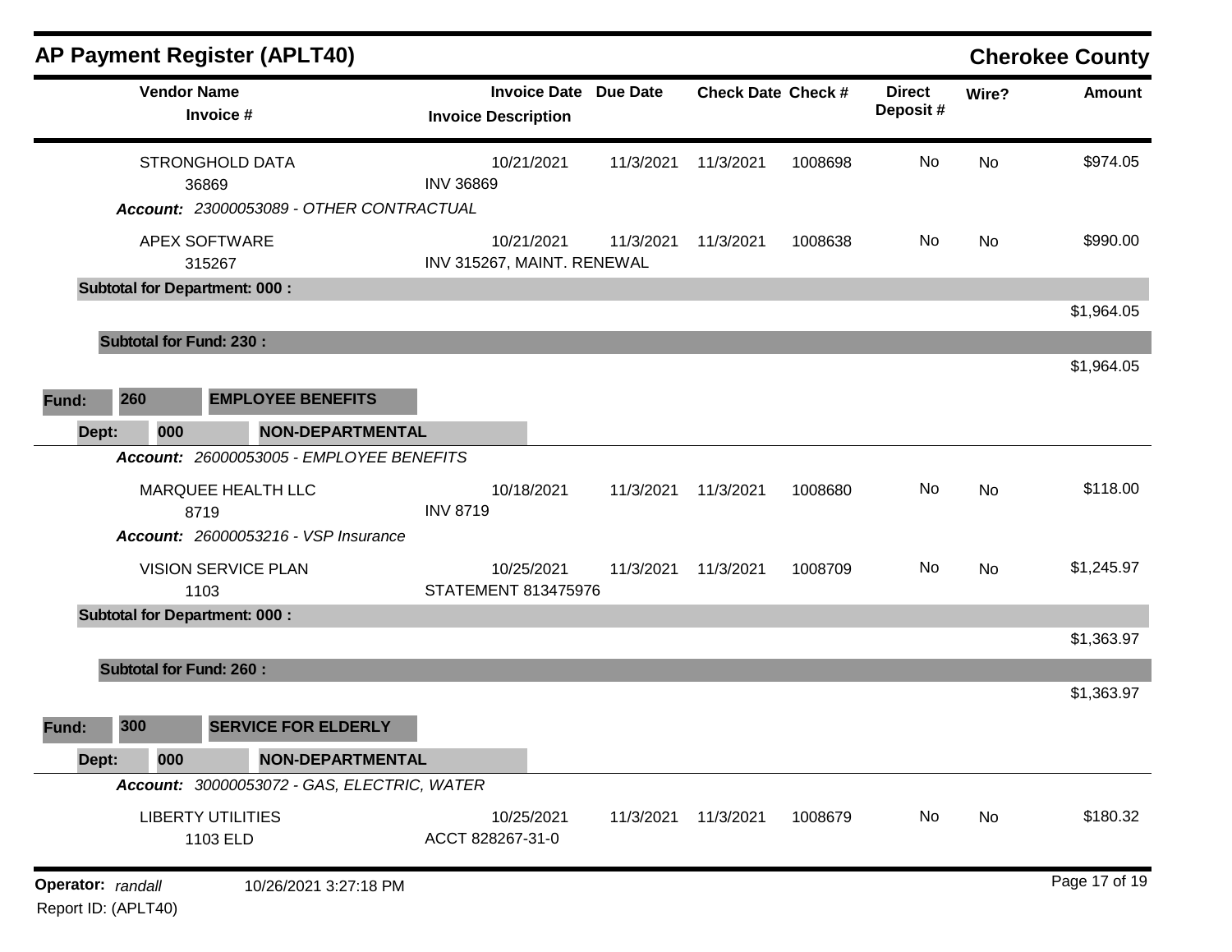## AP Payment Register (APLT40)

**Cherokee County**

| Vendor Name / Invoice # | Invoice Date / Invoice Description | Due Date | Check Date | Check # | Direct Deposit # | Wire? | Amount |
|---|---|---|---|---|---|---|---|
| STRONGHOLD DATA<br>36869 | 10/21/2021<br>INV 36869 | 11/3/2021 | 11/3/2021 | 1008698 | No | No | $974.05 |
| ***Account:** 23000053089 - OTHER CONTRACTUAL* | | | | | | | |
| APEX SOFTWARE<br>315267 | 10/21/2021<br>INV 315267, MAINT. RENEWAL | 11/3/2021 | 11/3/2021 | 1008638 | No | No | $990.00 |
| **Subtotal for Department: 000 :** | | | | | | | $1,964.05 |
| **Subtotal for Fund: 230 :** | | | | | | | $1,964.05 |

**Fund: 260 EMPLOYEE BENEFITS**

**Dept: 000 NON-DEPARTMENTAL**

| Vendor Name / Invoice # | Invoice Date / Invoice Description | Due Date | Check Date | Check # | Direct Deposit # | Wire? | Amount |
|---|---|---|---|---|---|---|---|
| ***Account:** 26000053005 - EMPLOYEE BENEFITS* | | | | | | | |
| MARQUEE HEALTH LLC<br>8719 | 10/18/2021<br>INV 8719 | 11/3/2021 | 11/3/2021 | 1008680 | No | No | $118.00 |
| ***Account:** 26000053216 - VSP Insurance* | | | | | | | |
| VISION SERVICE PLAN<br>1103 | 10/25/2021<br>STATEMENT 813475976 | 11/3/2021 | 11/3/2021 | 1008709 | No | No | $1,245.97 |
| **Subtotal for Department: 000 :** | | | | | | | $1,363.97 |
| **Subtotal for Fund: 260 :** | | | | | | | $1,363.97 |

**Fund: 300 SERVICE FOR ELDERLY**

**Dept: 000 NON-DEPARTMENTAL**

| Vendor Name / Invoice # | Invoice Date / Invoice Description | Due Date | Check Date | Check # | Direct Deposit # | Wire? | Amount |
|---|---|---|---|---|---|---|---|
| ***Account:** 30000053072 - GAS, ELECTRIC, WATER* | | | | | | | |
| LIBERTY UTILITIES<br>1103 ELD | 10/25/2021<br>ACCT 828267-31-0 | 11/3/2021 | 11/3/2021 | 1008679 | No | No | $180.32 |

**Operator:** *randall* 10/26/2021 3:27:18 PM

Report ID: (APLT40)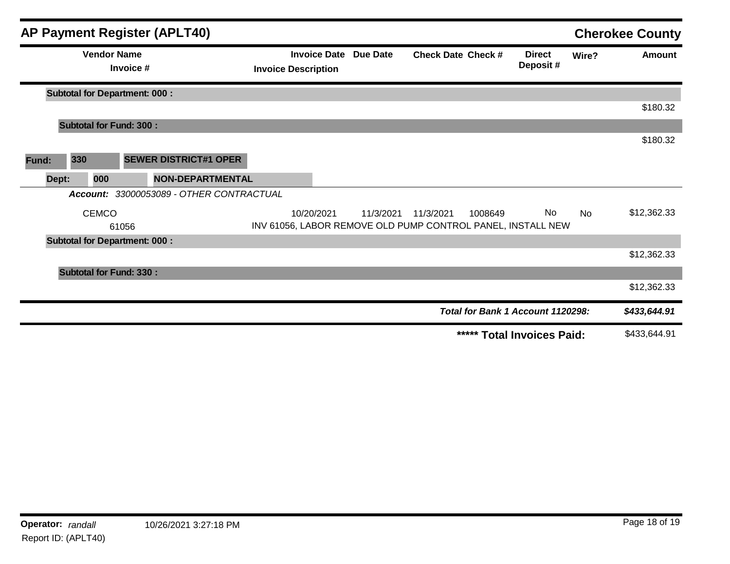# AP Payment Register (APLT40)

**Cherokee County**

| Vendor Name / Invoice # | Invoice Date / Invoice Description | Due Date | Check Date | Check # | Direct Deposit # | Wire? | Amount |
|---|---|---|---|---|---|---|---|
| **Subtotal for Department: 000 :** | | | | | | | |
| | | | | | | | $180.32 |
| **Subtotal for Fund: 300 :** | | | | | | | |
| | | | | | | | $180.32 |

**Fund:** 330 **SEWER DISTRICT#1 OPER**

**Dept:** 000 **NON-DEPARTMENTAL**

***Account:*** *33000053089 - OTHER CONTRACTUAL*

| Vendor Name / Invoice # | Invoice Date / Invoice Description | Due Date | Check Date | Check # | Direct Deposit # | Wire? | Amount |
|---|---|---|---|---|---|---|---|
| CEMCO | 10/20/2021 | 11/3/2021 | 11/3/2021 | 1008649 | No | No | $12,362.33 |
| 61056 | INV 61056, LABOR REMOVE OLD PUMP CONTROL PANEL, INSTALL NEW | | | | | | |
| **Subtotal for Department: 000 :** | | | | | | | |
| | | | | | | | $12,362.33 |
| **Subtotal for Fund: 330 :** | | | | | | | |
| | | | | | | | $12,362.33 |

***Total for Bank 1 Account 1120298:*** ***$433,644.91***

**\*\*\*\*\* Total Invoices Paid:** $433,644.91

**Operator:** *randall* 10/26/2021 3:27:18 PM

Report ID: (APLT40)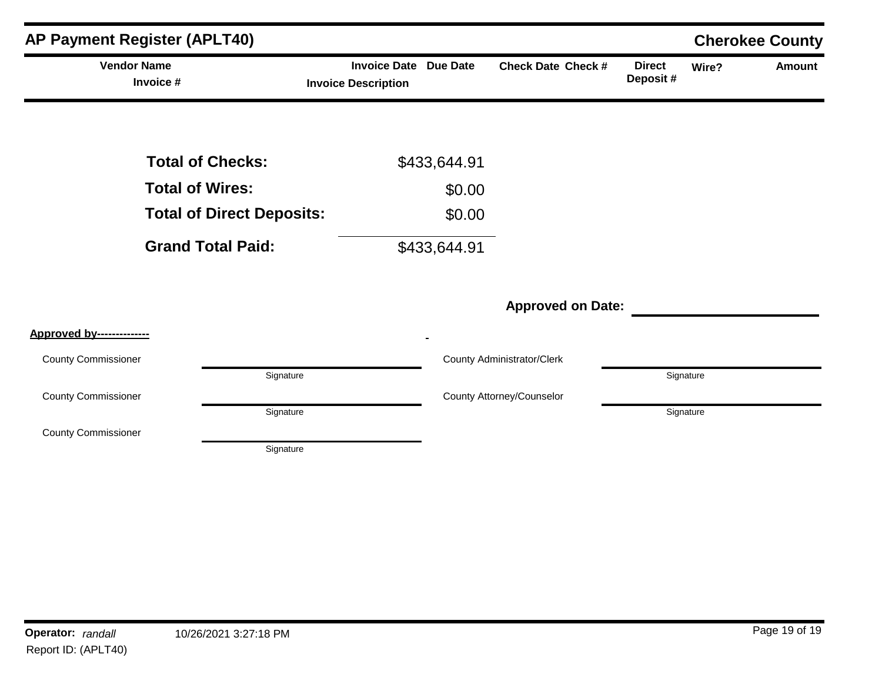## AP Payment Register (APLT40)

**Cherokee County**

| Vendor Name / Invoice # | Invoice Date / Invoice Description | Due Date | Check Date | Check # | Direct Deposit # | Wire? | Amount |
|---|---|---|---|---|---|---|---|

| | |
|---|---|
| **Total of Checks:** | $433,644.91 |
| **Total of Wires:** | $0.00 |
| **Total of Direct Deposits:** | $0.00 |
| **Grand Total Paid:** | $433,644.91 |

**Approved on Date:** ______________________

**Approved by-------------**

| | | | |
|---|---|---|---|
| County Commissioner | ______________________ Signature | County Administrator/Clerk | ______________________ Signature |
| County Commissioner | ______________________ Signature | County Attorney/Counselor | ______________________ Signature |
| County Commissioner | ______________________ Signature | | |

**Operator:** *randall* 10/26/2021 3:27:18 PM

Report ID: (APLT40)